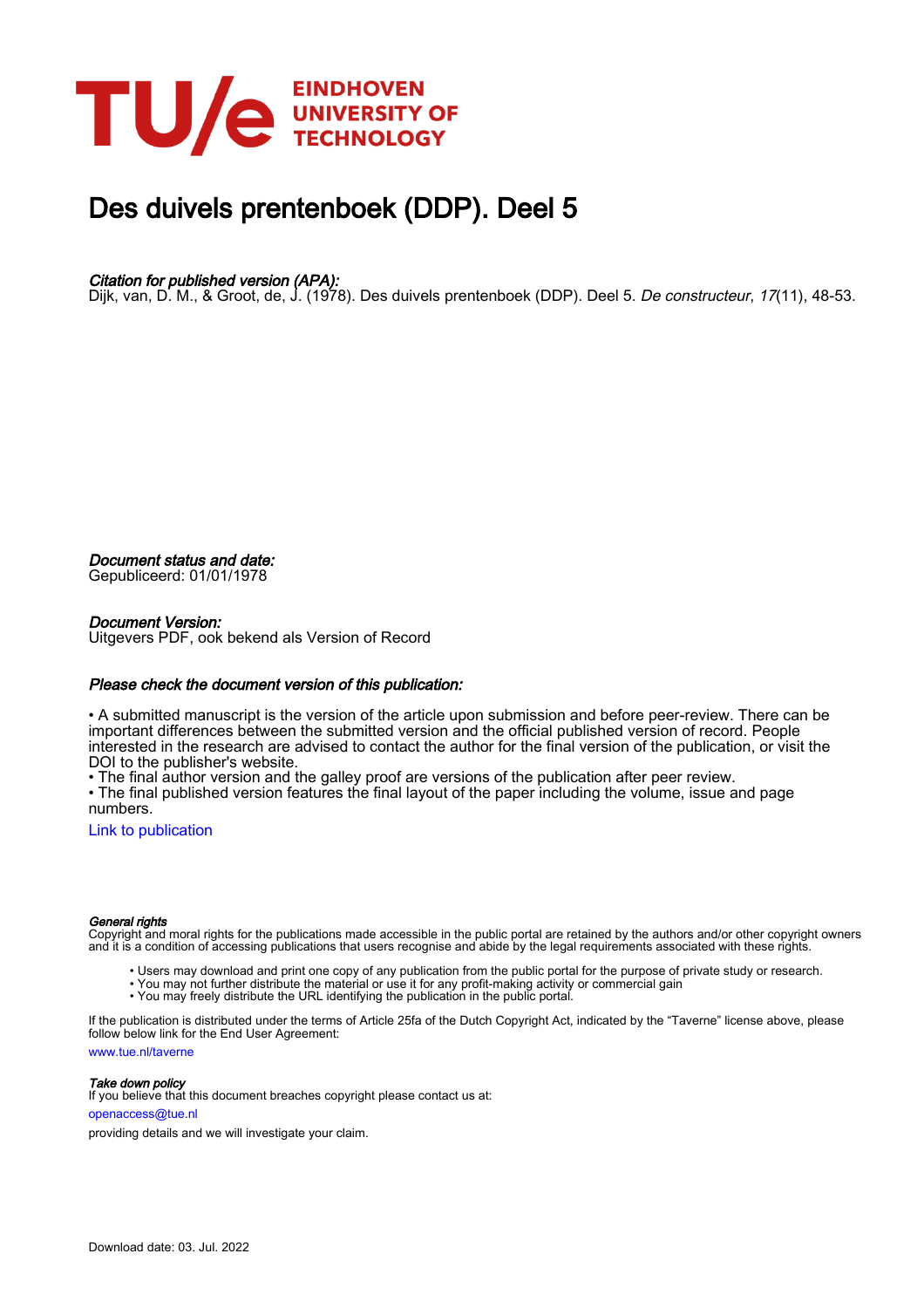EINDHOVEN UNIVERSITY OF TECHNOLOGY

# Des duivels prentenboek (DDP). Deel 5

*Citation for published version (APA):*
Dijk, van, D. M., & Groot, de, J. (1978). Des duivels prentenboek (DDP). Deel 5. *De constructeur*, *17*(11), 48-53.

*Document status and date:*
Gepubliceerd: 01/01/1978

*Document Version:*
Uitgevers PDF, ook bekend als Version of Record

*Please check the document version of this publication:*

• A submitted manuscript is the version of the article upon submission and before peer-review. There can be important differences between the submitted version and the official published version of record. People interested in the research are advised to contact the author for the final version of the publication, or visit the DOI to the publisher's website.
• The final author version and the galley proof are versions of the publication after peer review.
• The final published version features the final layout of the paper including the volume, issue and page numbers.

Link to publication

*General rights*
Copyright and moral rights for the publications made accessible in the public portal are retained by the authors and/or other copyright owners and it is a condition of accessing publications that users recognise and abide by the legal requirements associated with these rights.

• Users may download and print one copy of any publication from the public portal for the purpose of private study or research.
• You may not further distribute the material or use it for any profit-making activity or commercial gain
• You may freely distribute the URL identifying the publication in the public portal.

If the publication is distributed under the terms of Article 25fa of the Dutch Copyright Act, indicated by the "Taverne" license above, please follow below link for the End User Agreement:

www.tue.nl/taverne

*Take down policy*
If you believe that this document breaches copyright please contact us at:

openaccess@tue.nl

providing details and we will investigate your claim.

Download date: 03. Jul. 2022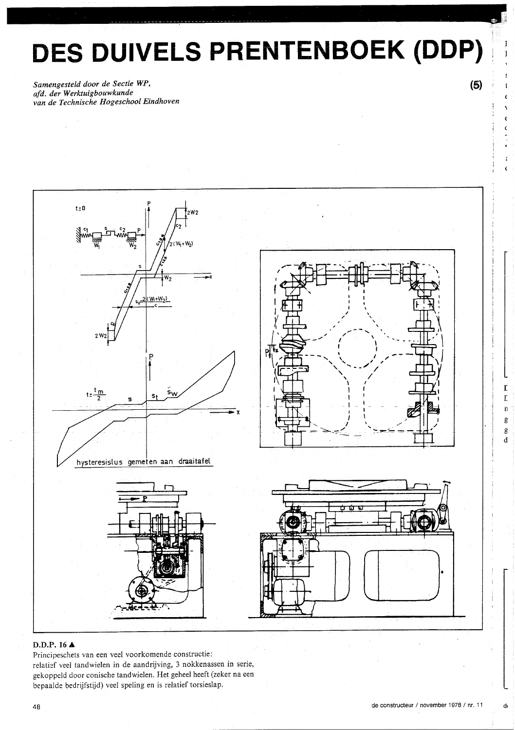# DES DUIVELS PRENTENBOEK (DDP)

*Samengesteld door de Sectie WP,*
*afd. der Werktuigbouwkunde*
*van de Technische Hogeschool Eindhoven*

**(5)**

t=0

$c_1$ s $c_2$ P

$W_1$ $W_2$

P

2W2

$c_2$

$c_{1,2}$

$2(W_1+W_2)$

s

$W_2$

x

$s_v = \frac{2(W_1+W_2)}{c}$

2W2

$t = \frac{t_m}{2}$

s $s_t$ $s_w$

x

hysteresislus gemeten aan draaitafel

P

**D.D.P. 16 ▲**

Principeschets van een veel voorkomende constructie:
relatief veel tandwielen in de aandrijving, 3 nokkenassen in serie, gekoppeld door conische tandwielen. Het geheel heeft (zeker na een bepaalde bedrijfstijd) veel speling en is relatief torsieslap.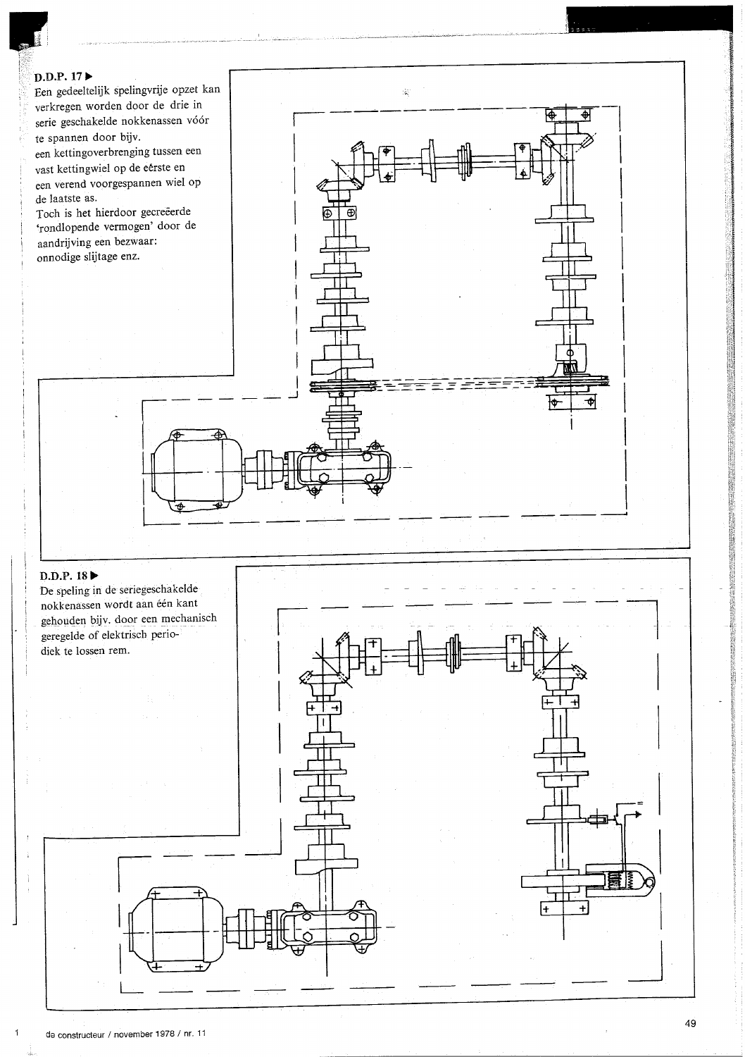**D.D.P. 17 ▶**

Een gedeeltelijk spelingvrije opzet kan verkregen worden door de drie in serie geschakelde nokkenassen vóór te spannen door bijv. een kettingoverbrenging tussen een vast kettingwiel op de eërste en een verend voorgespannen wiel op de laatste as.
Toch is het hierdoor gecreëerde 'rondlopende vermogen' door de aandrijving een bezwaar: onnodige slijtage enz.

**D.D.P. 18 ▶**

De speling in de seriegeschakelde nokkenassen wordt aan één kant gehouden bijv. door een mechanisch geregelde of elektrisch periodiek te lossen rem.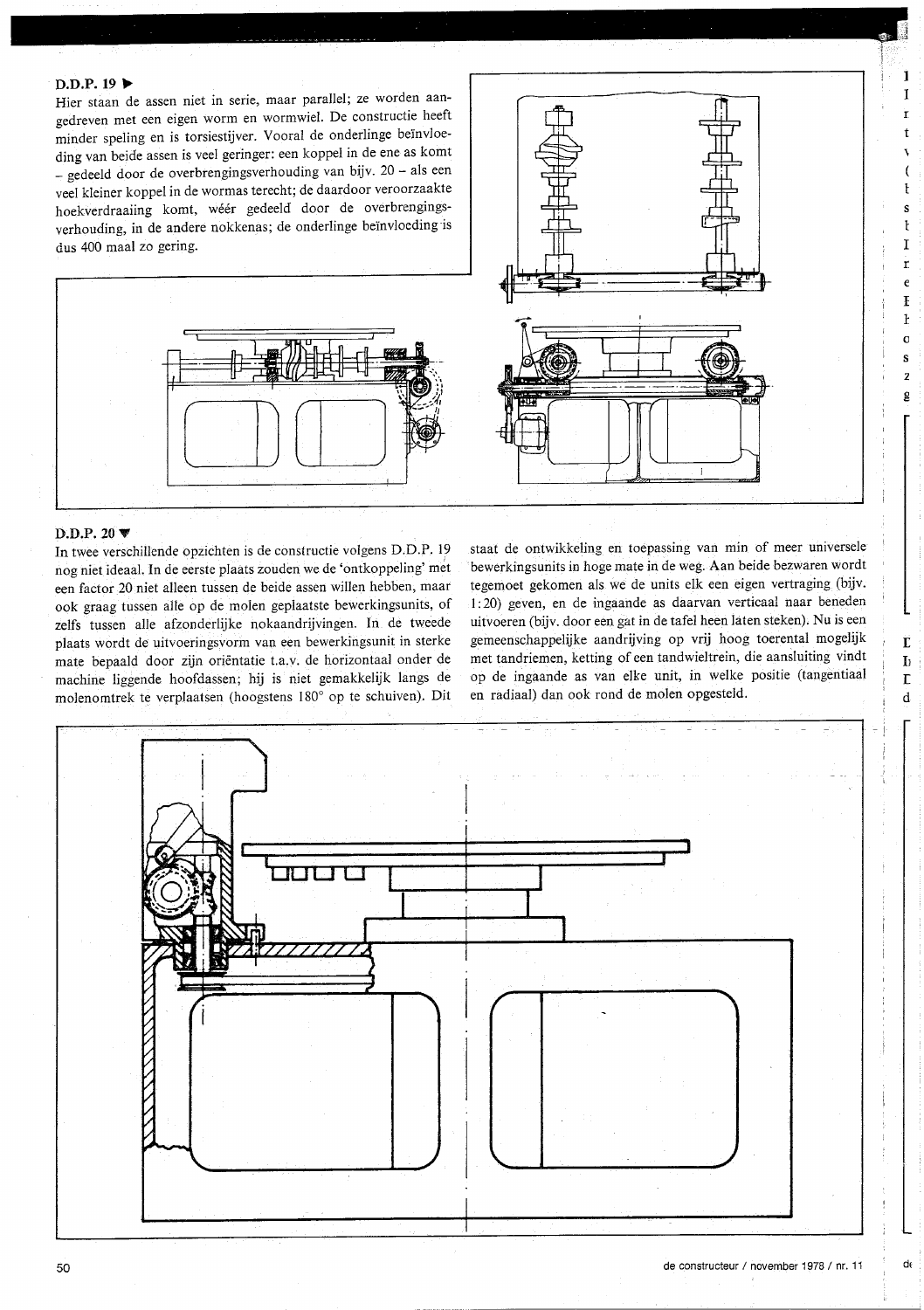### D.D.P. 19 ▶

Hier staan de assen niet in serie, maar parallel; ze worden aangedreven met een eigen worm en wormwiel. De constructie heeft minder speling en is torsiestijver. Vooral de onderlinge beïnvloeding van beide assen is veel geringer: een koppel in de ene as komt – gedeeld door de overbrengingsverhouding van bijv. 20 – als een veel kleiner koppel in de wormas terecht; de daardoor veroorzaakte hoekverdraaiing komt, wéér gedeeld door de overbrengingsverhouding, in de andere nokkenas; de onderlinge beïnvloeding is dus 400 maal zo gering.

### D.D.P. 20 ▼

In twee verschillende opzichten is de constructie volgens D.D.P. 19 nog niet ideaal. In de eerste plaats zouden we de 'ontkoppeling' met een factor 20 niet alleen tussen de beide assen willen hebben, maar ook graag tussen alle op de molen geplaatste bewerkingsunits, of zelfs tussen alle afzonderlijke nokaandrijvingen. In de tweede plaats wordt de uitvoeringsvorm van een bewerkingsunit in sterke mate bepaald door zijn oriëntatie t.a.v. de horizontaal onder de machine liggende hoofdassen; hij is niet gemakkelijk langs de molenomtrek te verplaatsen (hoogstens 180° op te schuiven). Dit staat de ontwikkeling en toepassing van min of meer universele bewerkingsunits in hoge mate in de weg. Aan beide bezwaren wordt tegemoet gekomen als we de units elk een eigen vertraging (bijv. 1:20) geven, en de ingaande as daarvan verticaal naar beneden uitvoeren (bijv. door een gat in de tafel heen laten steken). Nu is een gemeenschappelijke aandrijving op vrij hoog toerental mogelijk met tandriemen, ketting of een tandwieltrein, die aansluiting vindt op de ingaande as van elke unit, in welke positie (tangentiaal en radiaal) dan ook rond de molen opgesteld.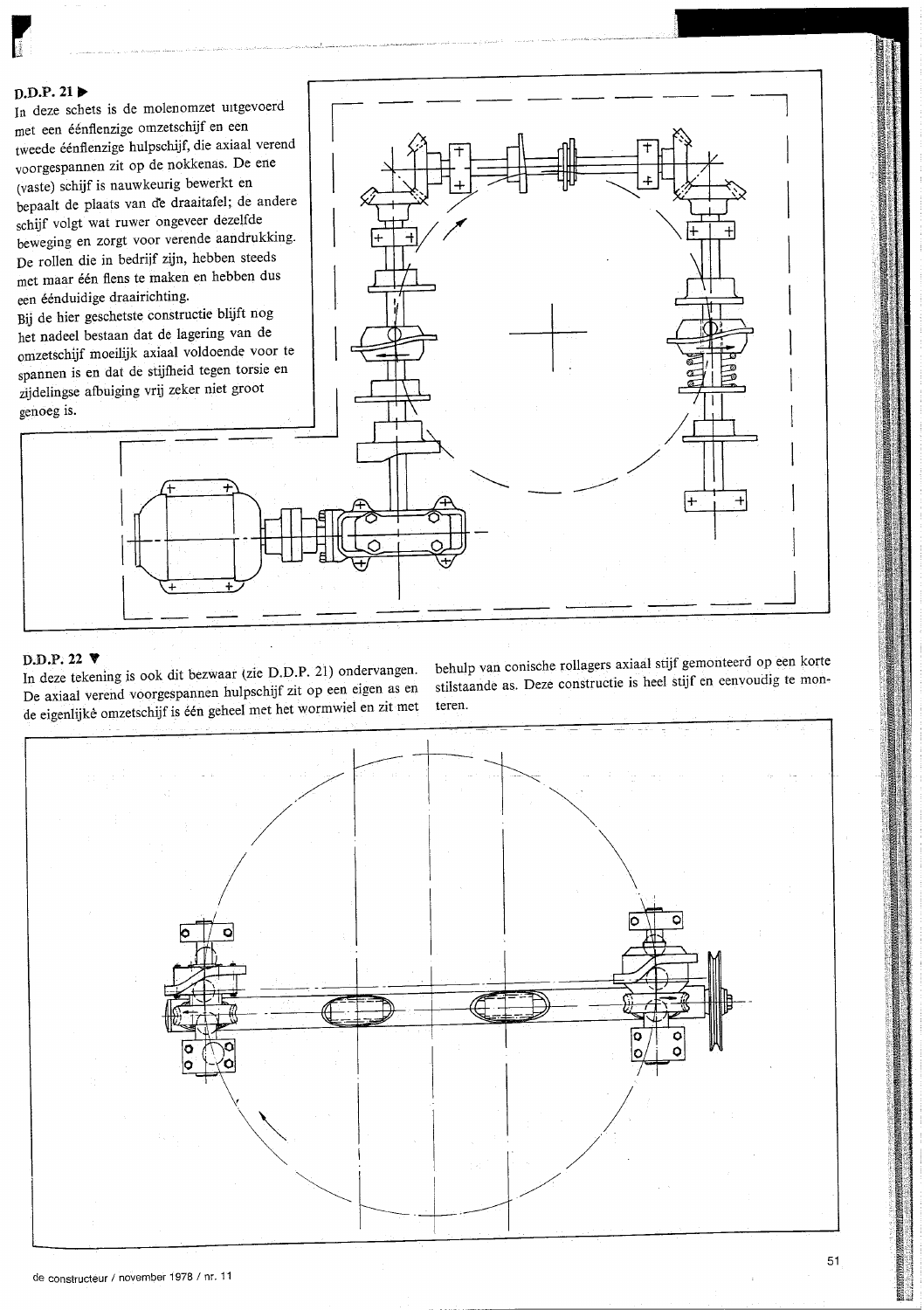**D.D.P. 21 ▶**

In deze schets is de molenomzet uitgevoerd met een éénflenzige omzetschijf en een tweede éénflenzige hulpschijf, die axiaal verend voorgespannen zit op de nokkenas. De ene (vaste) schijf is nauwkeurig bewerkt en bepaalt de plaats van de draaitafel; de andere schijf volgt wat ruwer ongeveer dezelfde beweging en zorgt voor verende aandrukking. De rollen die in bedrijf zijn, hebben steeds met maar één flens te maken en hebben dus een éénduidige draairichting.

Bij de hier geschetste constructie blijft nog het nadeel bestaan dat de lagering van de omzetschijf moeilijk axiaal voldoende voor te spannen is en dat de stijfheid tegen torsie en zijdelingse afbuiging vrij zeker niet groot genoeg is.

**D.D.P. 22 ▼**

In deze tekening is ook dit bezwaar (zie D.D.P. 21) ondervangen. De axiaal verend voorgespannen hulpschijf zit op een eigen as en de eigenlijke omzetschijf is één geheel met het wormwiel en zit met behulp van conische rollagers axiaal stijf gemonteerd op een korte stilstaande as. Deze constructie is heel stijf en eenvoudig te monteren.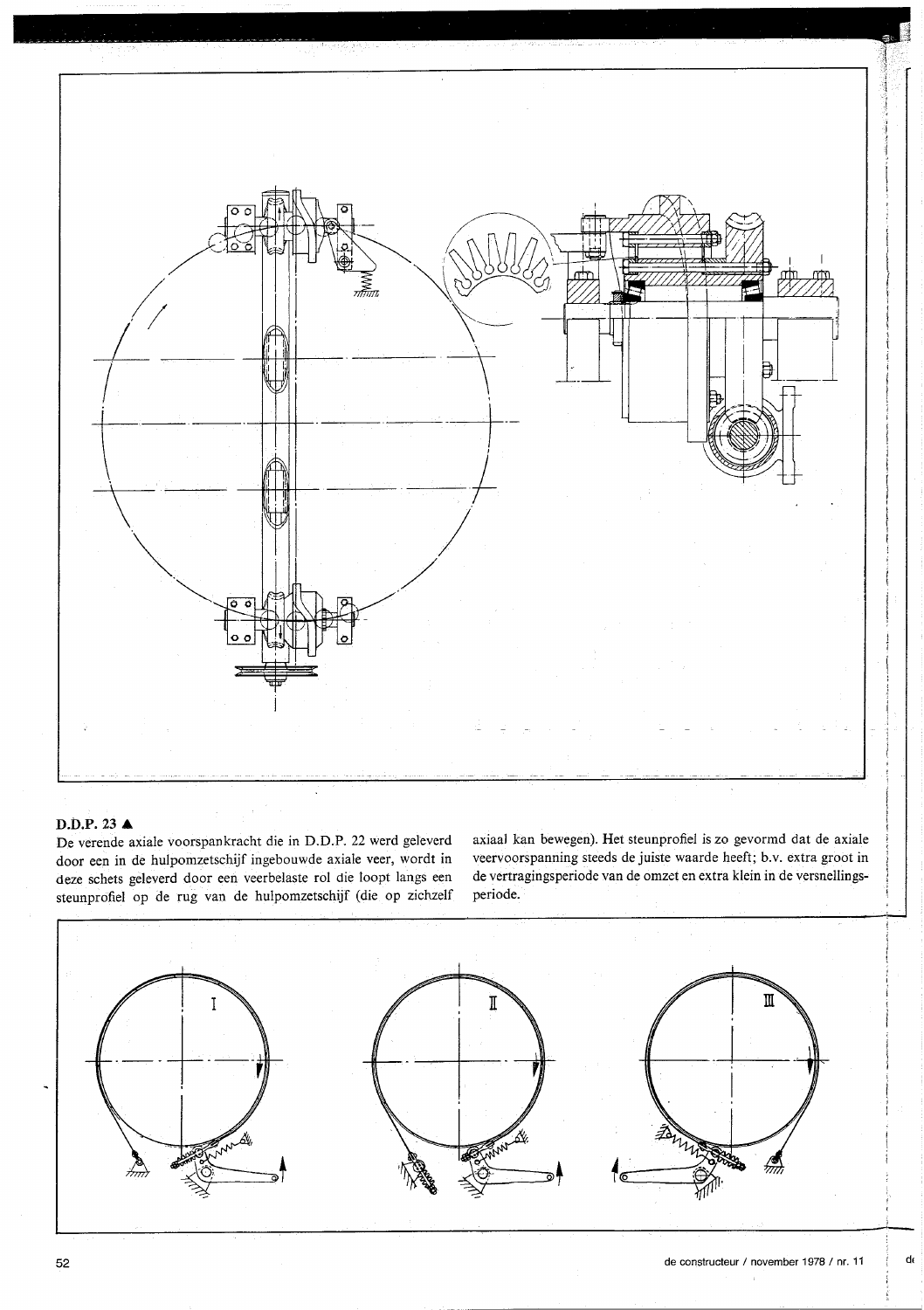### D.D.P. 23 ▲

De verende axiale voorspankracht die in D.D.P. 22 werd geleverd door een in de hulpomzetschijf ingebouwde axiale veer, wordt in deze schets geleverd door een veerbelaste rol die loopt langs een steunprofiel op de rug van de hulpomzetschijf (die op zichzelf axiaal kan bewegen). Het steunprofiel is zo gevormd dat de axiale veervoorspanning steeds de juiste waarde heeft; b.v. extra groot in de vertragingsperiode van de omzet en extra klein in de versnellingsperiode.

I

II

III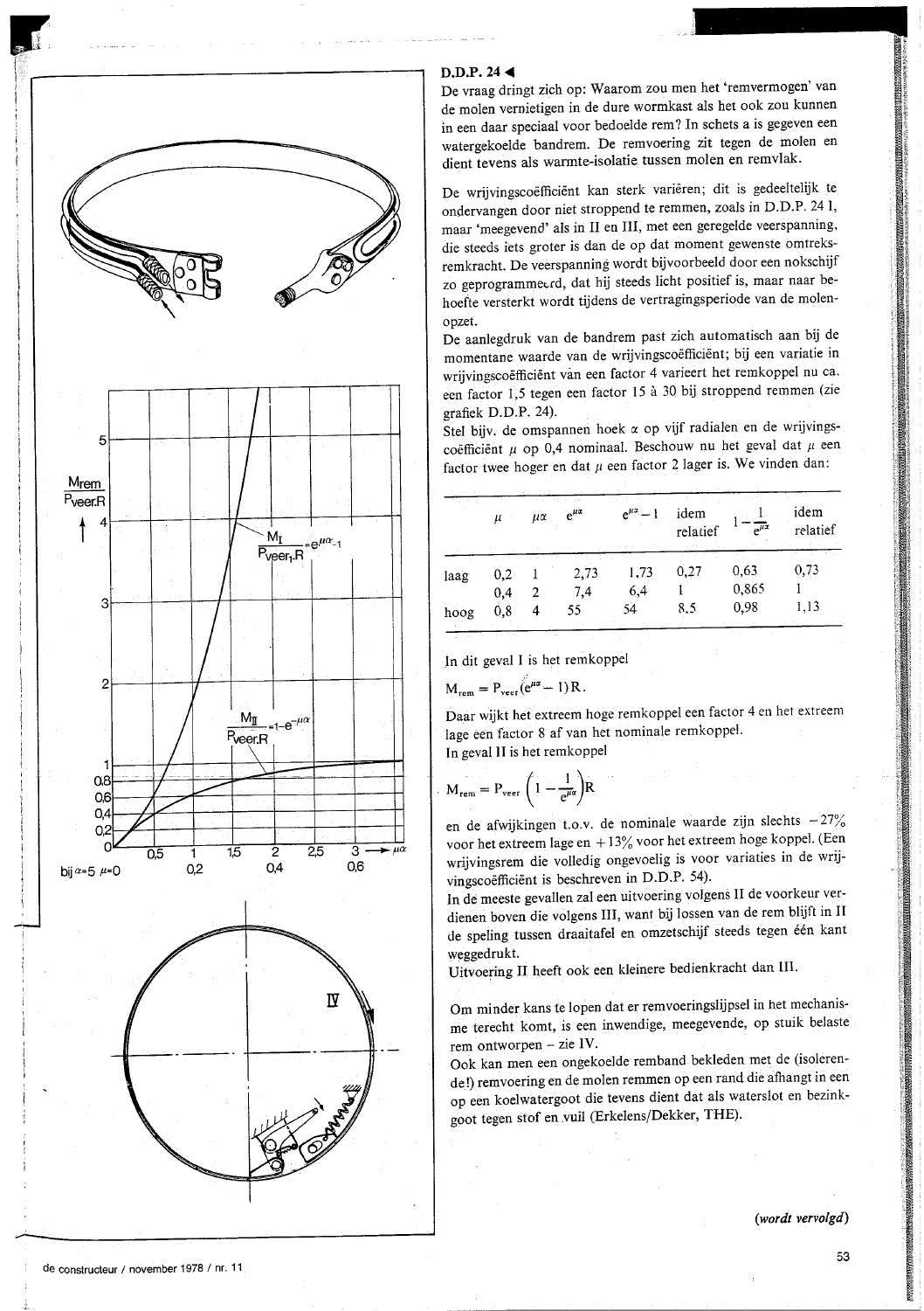5

$\frac{M_{rem}}{P_{veer}.R}$

4

$\frac{M_I}{P_{veer_I}.R} = e^{\mu\alpha}-1$

3

2

$\frac{M_{II}}{P_{veer}.R} = 1-e^{-\mu\alpha}$

1
0,8
0,6
0,4
0,2
0

0,5 1 1,5 2 2,5 3 → $\mu\alpha$

bij $\alpha$=5 $\mu$=0 0,2 0,4 0,6

IV

**D.D.P. 24 ◄**

De vraag dringt zich op: Waarom zou men het 'remvermogen' van de molen vernietigen in de dure wormkast als het ook zou kunnen in een daar speciaal voor bedoelde rem? In schets a is gegeven een watergekoelde bandrem. De remvoering zit tegen de molen en dient tevens als warmte-isolatie tussen molen en remvlak.

De wrijvingscoëfficiënt kan sterk variëren; dit is gedeeltelijk te ondervangen door niet stroppend te remmen, zoals in D.D.P. 24 I, maar 'meegevend' als in II en III, met een geregelde veerspanning, die steeds iets groter is dan de op dat moment gewenste omtreksremkracht. De veerspanning wordt bijvoorbeeld door een nokschijf zo geprogrammeerd, dat hij steeds licht positief is, maar naar behoefte versterkt wordt tijdens de vertragingsperiode van de molenopzet.

De aanlegdruk van de bandrem past zich automatisch aan bij de momentane waarde van de wrijvingscoëfficiënt; bij een variatie in wrijvingscoëfficiënt van een factor 4 varieert het remkoppel nu ca. een factor 1,5 tegen een factor 15 à 30 bij stroppend remmen (zie grafiek D.D.P. 24).

Stel bijv. de omspannen hoek $\alpha$ op vijf radialen en de wrijvingscoëfficiënt $\mu$ op 0,4 nominaal. Beschouw nu het geval dat $\mu$ een factor twee hoger en dat $\mu$ een factor 2 lager is. We vinden dan:

| | $\mu$ | $\mu\alpha$ | $e^{\mu\alpha}$ | $e^{\mu\alpha}-1$ | idem relatief | $1-\frac{1}{e^{\mu\alpha}}$ | idem relatief |
|---|---|---|---|---|---|---|---|
| laag | 0,2 | 1 | 2,73 | 1,73 | 0,27 | 0,63 | 0,73 |
| | 0,4 | 2 | 7,4 | 6,4 | 1 | 0,865 | 1 |
| hoog | 0,8 | 4 | 55 | 54 | 8,5 | 0,98 | 1,13 |

In dit geval I is het remkoppel

$$M_{rem} = P_{veer}(e^{\mu\alpha} - 1)R.$$

Daar wijkt het extreem hoge remkoppel een factor 4 en het extreem lage een factor 8 af van het nominale remkoppel.

In geval II is het remkoppel

$$M_{rem} = P_{veer}\left(1 - \frac{1}{e^{\mu\alpha}}\right)R$$

en de afwijkingen t.o.v. de nominale waarde zijn slechts −27% voor het extreem lage en +13% voor het extreem hoge koppel. (Een wrijvingsrem die volledig ongevoelig is voor variaties in de wrijvingscoëfficiënt is beschreven in D.D.P. 54).

In de meeste gevallen zal een uitvoering volgens II de voorkeur verdienen boven die volgens III, want bij lossen van de rem blijft in II de speling tussen draaitafel en omzetschijf steeds tegen één kant weggedrukt.

Uitvoering II heeft ook een kleinere bedienkracht dan III.

Om minder kans te lopen dat er remvoeringslijpsel in het mechanisme terecht komt, is een inwendige, meegevende, op stuik belaste rem ontworpen – zie IV.

Ook kan men een ongekoelde remband bekleden met de (isolerende!) remvoering en de molen remmen op een rand die afhangt in een op een koelwatergoot die tevens dient dat als waterslot en bezinkgoot tegen stof en vuil (Erkelens/Dekker, THE).

*(wordt vervolgd)*